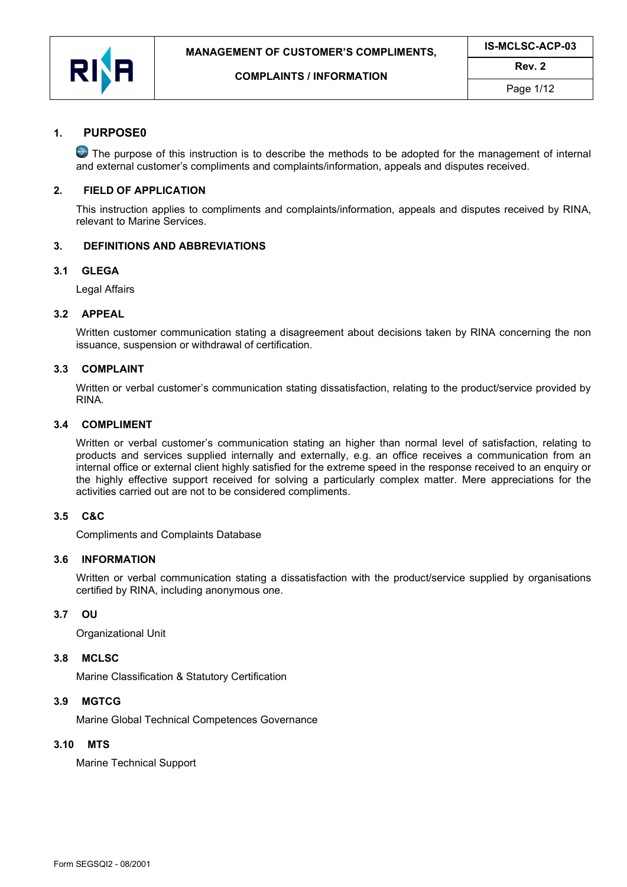| | MANAGEMENT OF CUSTOMER'S COMPLIMENTS, COMPLAINTS / INFORMATION | IS-MCLSC-ACP-03 |
|---|---|---|
| | | Rev. 2 |

## 1. PURPOSE0

The purpose of this instruction is to describe the methods to be adopted for the management of internal and external customer's compliments and complaints/information, appeals and disputes received.

## 2. FIELD OF APPLICATION

This instruction applies to compliments and complaints/information, appeals and disputes received by RINA, relevant to Marine Services.

## 3. DEFINITIONS AND ABBREVIATIONS

### 3.1 GLEGA

Legal Affairs

### 3.2 APPEAL

Written customer communication stating a disagreement about decisions taken by RINA concerning the non issuance, suspension or withdrawal of certification.

### 3.3 COMPLAINT

Written or verbal customer's communication stating dissatisfaction, relating to the product/service provided by RINA.

### 3.4 COMPLIMENT

Written or verbal customer's communication stating an higher than normal level of satisfaction, relating to products and services supplied internally and externally, e.g. an office receives a communication from an internal office or external client highly satisfied for the extreme speed in the response received to an enquiry or the highly effective support received for solving a particularly complex matter. Mere appreciations for the activities carried out are not to be considered compliments.

### 3.5 C&C

Compliments and Complaints Database

### 3.6 INFORMATION

Written or verbal communication stating a dissatisfaction with the product/service supplied by organisations certified by RINA, including anonymous one.

### 3.7 OU

Organizational Unit

### 3.8 MCLSC

Marine Classification & Statutory Certification

### 3.9 MGTCG

Marine Global Technical Competences Governance

### 3.10 MTS

Marine Technical Support

Form SEGSQI2 - 08/2001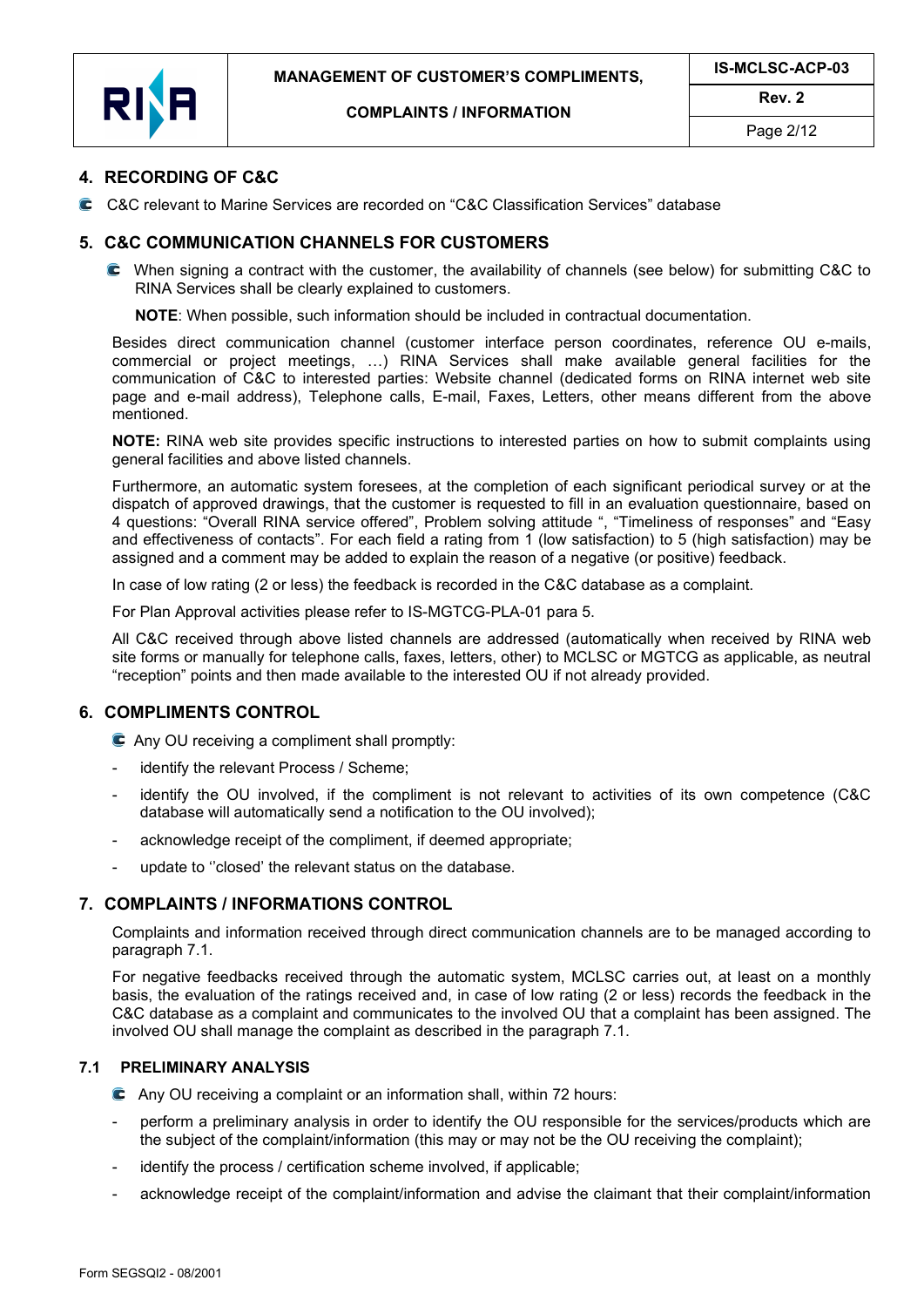## 4. RECORDING OF C&C

- C&C relevant to Marine Services are recorded on "C&C Classification Services" database

## 5. C&C COMMUNICATION CHANNELS FOR CUSTOMERS

- When signing a contract with the customer, the availability of channels (see below) for submitting C&C to RINA Services shall be clearly explained to customers.

  **NOTE**: When possible, such information should be included in contractual documentation.

Besides direct communication channel (customer interface person coordinates, reference OU e-mails, commercial or project meetings, …) RINA Services shall make available general facilities for the communication of C&C to interested parties: Website channel (dedicated forms on RINA internet web site page and e-mail address), Telephone calls, E-mail, Faxes, Letters, other means different from the above mentioned.

**NOTE:** RINA web site provides specific instructions to interested parties on how to submit complaints using general facilities and above listed channels.

Furthermore, an automatic system foresees, at the completion of each significant periodical survey or at the dispatch of approved drawings, that the customer is requested to fill in an evaluation questionnaire, based on 4 questions: "Overall RINA service offered", Problem solving attitude ", "Timeliness of responses" and "Easy and effectiveness of contacts". For each field a rating from 1 (low satisfaction) to 5 (high satisfaction) may be assigned and a comment may be added to explain the reason of a negative (or positive) feedback.

In case of low rating (2 or less) the feedback is recorded in the C&C database as a complaint.

For Plan Approval activities please refer to IS-MGTCG-PLA-01 para 5.

All C&C received through above listed channels are addressed (automatically when received by RINA web site forms or manually for telephone calls, faxes, letters, other) to MCLSC or MGTCG as applicable, as neutral "reception" points and then made available to the interested OU if not already provided.

## 6. COMPLIMENTS CONTROL

- Any OU receiving a compliment shall promptly:
  - identify the relevant Process / Scheme;
  - identify the OU involved, if the compliment is not relevant to activities of its own competence (C&C database will automatically send a notification to the OU involved);
  - acknowledge receipt of the compliment, if deemed appropriate;
  - update to ''closed' the relevant status on the database.

## 7. COMPLAINTS / INFORMATIONS CONTROL

Complaints and information received through direct communication channels are to be managed according to paragraph 7.1.

For negative feedbacks received through the automatic system, MCLSC carries out, at least on a monthly basis, the evaluation of the ratings received and, in case of low rating (2 or less) records the feedback in the C&C database as a complaint and communicates to the involved OU that a complaint has been assigned. The involved OU shall manage the complaint as described in the paragraph 7.1.

### 7.1 PRELIMINARY ANALYSIS

- Any OU receiving a complaint or an information shall, within 72 hours:
  - perform a preliminary analysis in order to identify the OU responsible for the services/products which are the subject of the complaint/information (this may or may not be the OU receiving the complaint);
  - identify the process / certification scheme involved, if applicable;
  - acknowledge receipt of the complaint/information and advise the claimant that their complaint/information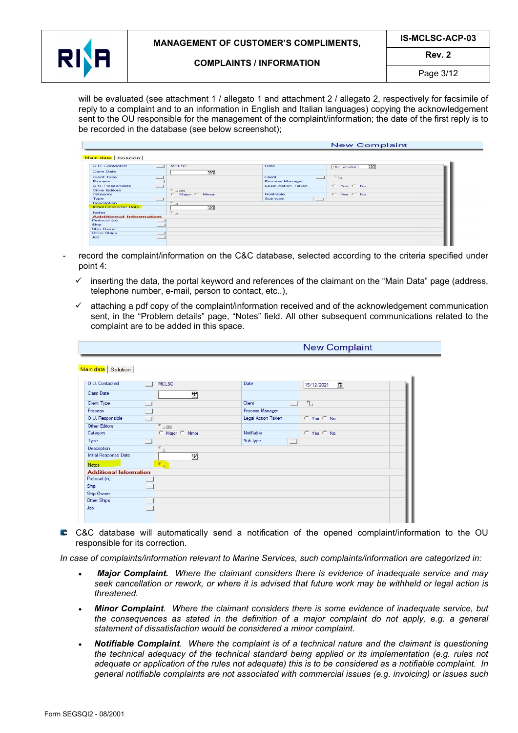will be evaluated (see attachment 1 / allegato 1 and attachment 2 / allegato 2, respectively for facsimile of reply to a complaint and to an information in English and Italian languages) copying the acknowledgement sent to the OU responsible for the management of the complaint/information; the date of the first reply is to be recorded in the database (see below screenshot);

- record the complaint/information on the C&C database, selected according to the criteria specified under point 4:
  - ✓ inserting the data, the portal keyword and references of the claimant on the "Main Data" page (address, telephone number, e-mail, person to contact, etc..),
  - ✓ attaching a pdf copy of the complaint/information received and of the acknowledgement communication sent, in the "Problem details" page, "Notes" field. All other subsequent communications related to the complaint are to be added in this space.

C&C database will automatically send a notification of the opened complaint/information to the OU responsible for its correction.

*In case of complaints/information relevant to Marine Services, such complaints/information are categorized in:*

- ***Major Complaint.*** *Where the claimant considers there is evidence of inadequate service and may seek cancellation or rework, or where it is advised that future work may be withheld or legal action is threatened.*
- ***Minor Complaint****. Where the claimant considers there is some evidence of inadequate service, but the consequences as stated in the definition of a major complaint do not apply, e.g. a general statement of dissatisfaction would be considered a minor complaint.*
- ***Notifiable Complaint****. Where the complaint is of a technical nature and the claimant is questioning the technical adequacy of the technical standard being applied or its implementation (e.g. rules not adequate or application of the rules not adequate) this is to be considered as a notifiable complaint. In general notifiable complaints are not associated with commercial issues (e.g. invoicing) or issues such*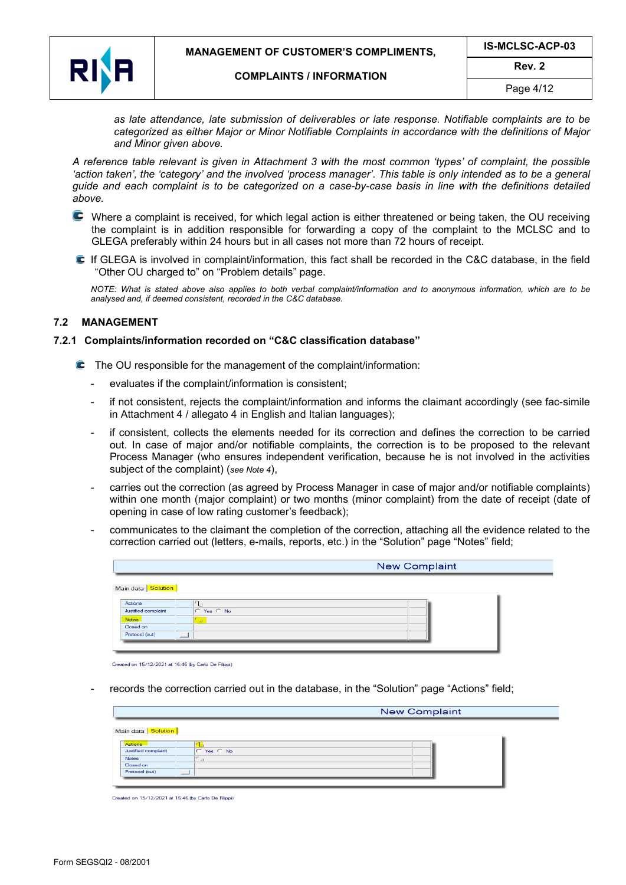*as late attendance, late submission of deliverables or late response. Notifiable complaints are to be categorized as either Major or Minor Notifiable Complaints in accordance with the definitions of Major and Minor given above.*

*A reference table relevant is given in Attachment 3 with the most common 'types' of complaint, the possible 'action taken', the 'category' and the involved 'process manager'. This table is only intended as to be a general guide and each complaint is to be categorized on a case-by-case basis in line with the definitions detailed above.*

- Where a complaint is received, for which legal action is either threatened or being taken, the OU receiving the complaint is in addition responsible for forwarding a copy of the complaint to the MCLSC and to GLEGA preferably within 24 hours but in all cases not more than 72 hours of receipt.
- If GLEGA is involved in complaint/information, this fact shall be recorded in the C&C database, in the field "Other OU charged to" on "Problem details" page.

*NOTE: What is stated above also applies to both verbal complaint/information and to anonymous information, which are to be analysed and, if deemed consistent, recorded in the C&C database.*

## 7.2 MANAGEMENT

### 7.2.1 Complaints/information recorded on "C&C classification database"

- The OU responsible for the management of the complaint/information:
  - evaluates if the complaint/information is consistent;
  - if not consistent, rejects the complaint/information and informs the claimant accordingly (see fac-simile in Attachment 4 / allegato 4 in English and Italian languages);
  - if consistent, collects the elements needed for its correction and defines the correction to be carried out. In case of major and/or notifiable complaints, the correction is to be proposed to the relevant Process Manager (who ensures independent verification, because he is not involved in the activities subject of the complaint) (*see Note 4*),
  - carries out the correction (as agreed by Process Manager in case of major and/or notifiable complaints) within one month (major complaint) or two months (minor complaint) from the date of receipt (date of opening in case of low rating customer's feedback);
  - communicates to the claimant the completion of the correction, attaching all the evidence related to the correction carried out (letters, e-mails, reports, etc.) in the "Solution" page "Notes" field;

New Complaint

Main data | Solution

| Actions | |
|---|---|
| Justified complaint | ○ Yes ○ No |
| Notes | |
| Closed on | |
| Protocol (out) | |

Created on 15/12/2021 at 16:46 (by Carlo De Filippi)

  - records the correction carried out in the database, in the "Solution" page "Actions" field;

New Complaint

Main data | Solution

| Actions | |
|---|---|
| Justified complaint | ○ Yes ○ No |
| Notes | |
| Closed on | |
| Protocol (out) | |

Created on 15/12/2021 at 16:46 (by Carlo De Filippi)

Form SEGSQI2 - 08/2001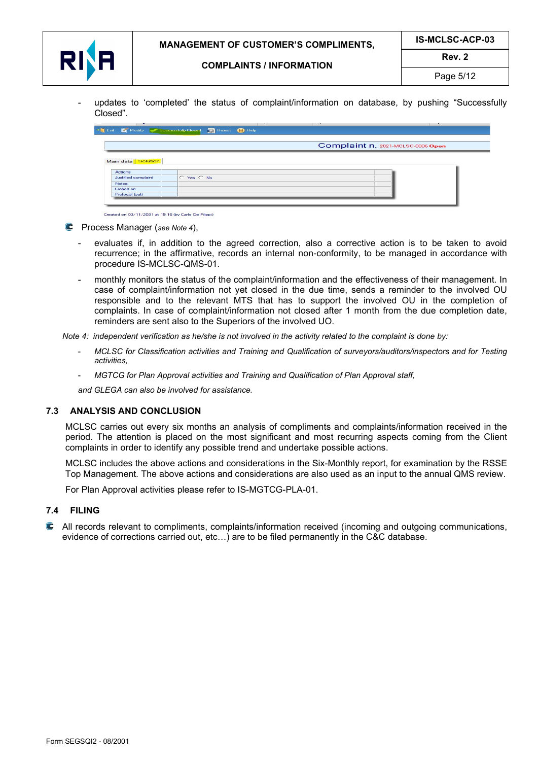- updates to 'completed' the status of complaint/information on database, by pushing "Successfully Closed".

- Process Manager (*see Note 4*),

  - evaluates if, in addition to the agreed correction, also a corrective action is to be taken to avoid recurrence; in the affirmative, records an internal non-conformity, to be managed in accordance with procedure IS-MCLSC-QMS-01.
  - monthly monitors the status of the complaint/information and the effectiveness of their management. In case of complaint/information not yet closed in the due time, sends a reminder to the involved OU responsible and to the relevant MTS that has to support the involved OU in the completion of complaints. In case of complaint/information not closed after 1 month from the due completion date, reminders are sent also to the Superiors of the involved UO.

*Note 4: independent verification as he/she is not involved in the activity related to the complaint is done by:*

- *MCLSC for Classification activities and Training and Qualification of surveyors/auditors/inspectors and for Testing activities,*
- *MGTCG for Plan Approval activities and Training and Qualification of Plan Approval staff,*

*and GLEGA can also be involved for assistance.*

### 7.3 ANALYSIS AND CONCLUSION

MCLSC carries out every six months an analysis of compliments and complaints/information received in the period. The attention is placed on the most significant and most recurring aspects coming from the Client complaints in order to identify any possible trend and undertake possible actions.

MCLSC includes the above actions and considerations in the Six-Monthly report, for examination by the RSSE Top Management. The above actions and considerations are also used as an input to the annual QMS review.

For Plan Approval activities please refer to IS-MGTCG-PLA-01.

### 7.4 FILING

- All records relevant to compliments, complaints/information received (incoming and outgoing communications, evidence of corrections carried out, etc…) are to be filed permanently in the C&C database.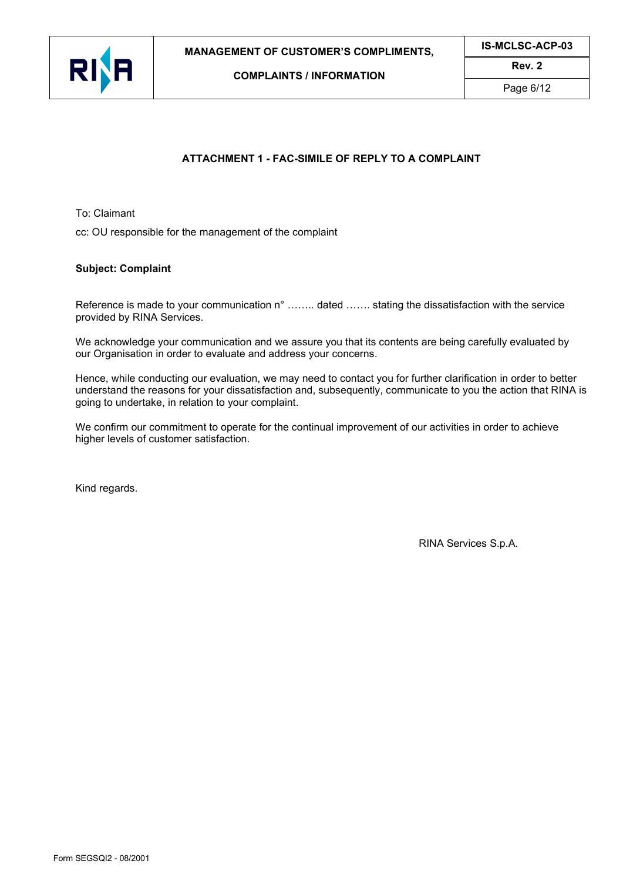## ATTACHMENT 1 - FAC-SIMILE OF REPLY TO A COMPLAINT

To: Claimant

cc: OU responsible for the management of the complaint

**Subject: Complaint**

Reference is made to your communication n° …….. dated ……. stating the dissatisfaction with the service provided by RINA Services.

We acknowledge your communication and we assure you that its contents are being carefully evaluated by our Organisation in order to evaluate and address your concerns.

Hence, while conducting our evaluation, we may need to contact you for further clarification in order to better understand the reasons for your dissatisfaction and, subsequently, communicate to you the action that RINA is going to undertake, in relation to your complaint.

We confirm our commitment to operate for the continual improvement of our activities in order to achieve higher levels of customer satisfaction.

Kind regards.

RINA Services S.p.A.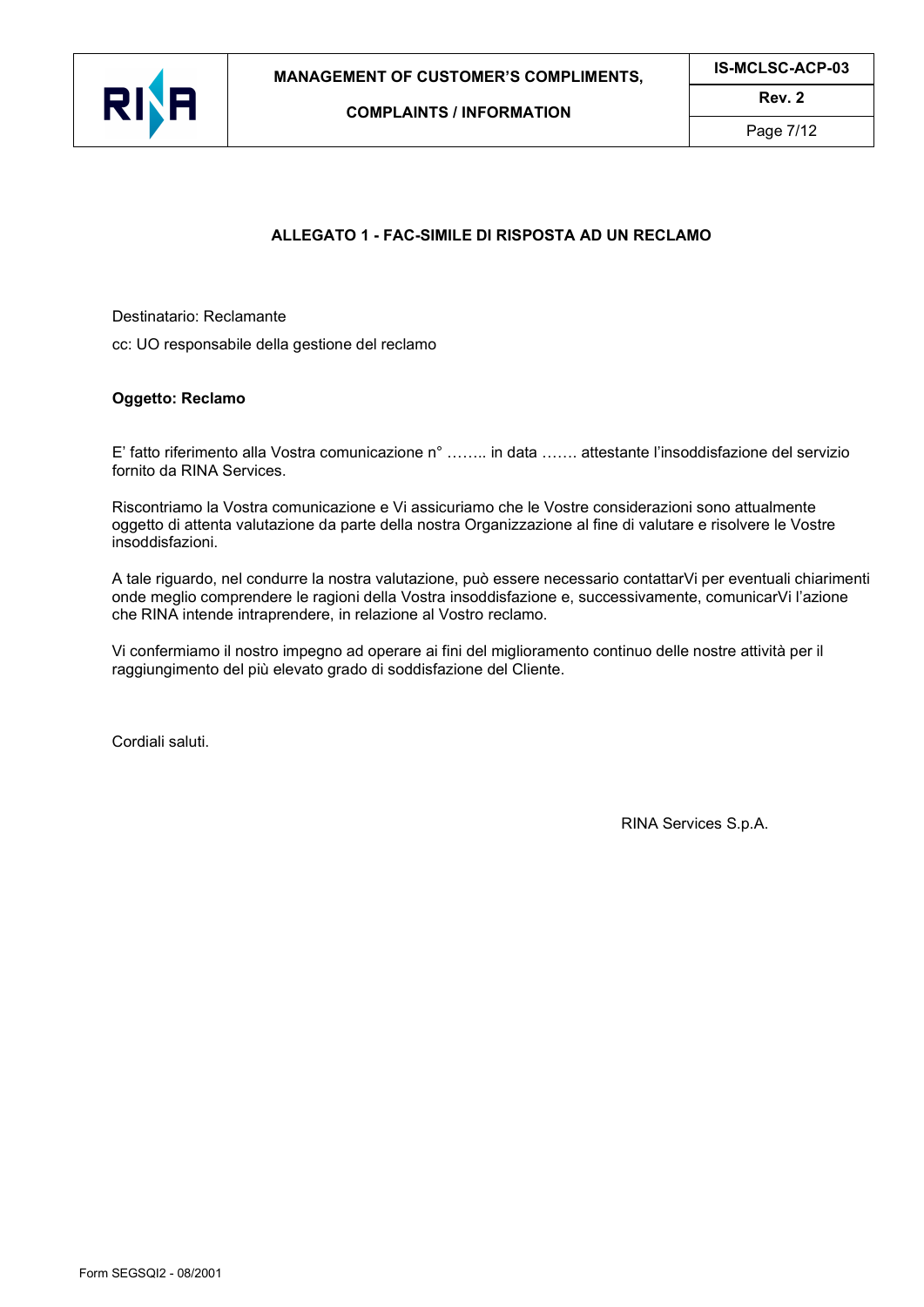## ALLEGATO 1 - FAC-SIMILE DI RISPOSTA AD UN RECLAMO

Destinatario: Reclamante

cc: UO responsabile della gestione del reclamo

**Oggetto: Reclamo**

E' fatto riferimento alla Vostra comunicazione n° …….. in data ……. attestante l'insoddisfazione del servizio fornito da RINA Services.

Riscontriamo la Vostra comunicazione e Vi assicuriamo che le Vostre considerazioni sono attualmente oggetto di attenta valutazione da parte della nostra Organizzazione al fine di valutare e risolvere le Vostre insoddisfazioni.

A tale riguardo, nel condurre la nostra valutazione, può essere necessario contattarVi per eventuali chiarimenti onde meglio comprendere le ragioni della Vostra insoddisfazione e, successivamente, comunicarVi l'azione che RINA intende intraprendere, in relazione al Vostro reclamo.

Vi confermiamo il nostro impegno ad operare ai fini del miglioramento continuo delle nostre attività per il raggiungimento del più elevato grado di soddisfazione del Cliente.

Cordiali saluti.

RINA Services S.p.A.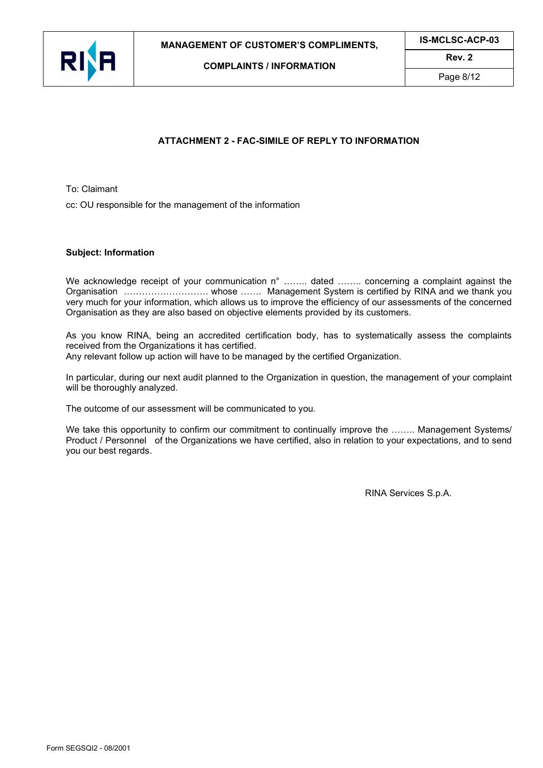## ATTACHMENT 2 - FAC-SIMILE OF REPLY TO INFORMATION

To: Claimant

cc: OU responsible for the management of the information

**Subject: Information**

We acknowledge receipt of your communication n° …….. dated …….. concerning a complaint against the Organisation ………………………. whose ……. Management System is certified by RINA and we thank you very much for your information, which allows us to improve the efficiency of our assessments of the concerned Organisation as they are also based on objective elements provided by its customers.

As you know RINA, being an accredited certification body, has to systematically assess the complaints received from the Organizations it has certified.
Any relevant follow up action will have to be managed by the certified Organization.

In particular, during our next audit planned to the Organization in question, the management of your complaint will be thoroughly analyzed.

The outcome of our assessment will be communicated to you.

We take this opportunity to confirm our commitment to continually improve the …….. Management Systems/ Product / Personnel of the Organizations we have certified, also in relation to your expectations, and to send you our best regards.

RINA Services S.p.A.

Form SEGSQI2 - 08/2001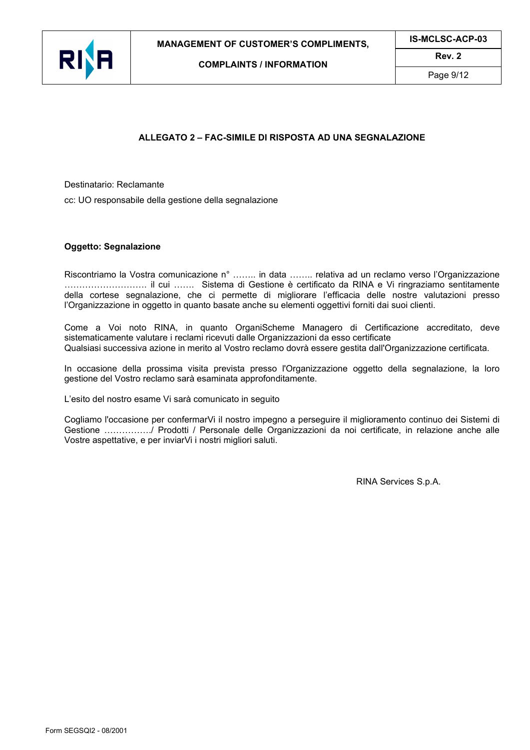## ALLEGATO 2 – FAC-SIMILE DI RISPOSTA AD UNA SEGNALAZIONE

Destinatario: Reclamante

cc: UO responsabile della gestione della segnalazione

**Oggetto: Segnalazione**

Riscontriamo la Vostra comunicazione n° …….. in data …….. relativa ad un reclamo verso l'Organizzazione ……………………….. il cui ……. Sistema di Gestione è certificato da RINA e Vi ringraziamo sentitamente della cortese segnalazione, che ci permette di migliorare l'efficacia delle nostre valutazioni presso l'Organizzazione in oggetto in quanto basate anche su elementi oggettivi forniti dai suoi clienti.

Come a Voi noto RINA, in quanto OrganiScheme Managero di Certificazione accreditato, deve sistematicamente valutare i reclami ricevuti dalle Organizzazioni da esso certificate
Qualsiasi successiva azione in merito al Vostro reclamo dovrà essere gestita dall'Organizzazione certificata.

In occasione della prossima visita prevista presso l'Organizzazione oggetto della segnalazione, la loro gestione del Vostro reclamo sarà esaminata approfonditamente.

L'esito del nostro esame Vi sarà comunicato in seguito

Cogliamo l'occasione per confermarVi il nostro impegno a perseguire il miglioramento continuo dei Sistemi di Gestione ……………./ Prodotti / Personale delle Organizzazioni da noi certificate, in relazione anche alle Vostre aspettative, e per inviarVi i nostri migliori saluti.

RINA Services S.p.A.

Form SEGSQI2 - 08/2001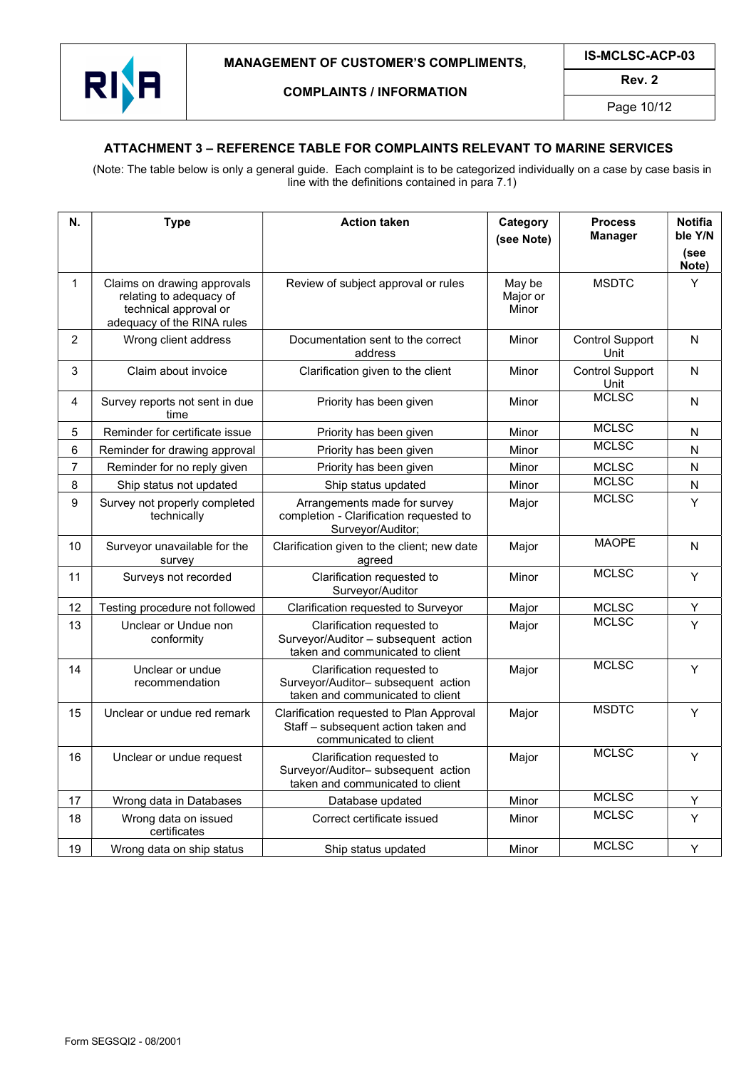### ATTACHMENT 3 – REFERENCE TABLE FOR COMPLAINTS RELEVANT TO MARINE SERVICES

(Note: The table below is only a general guide. Each complaint is to be categorized individually on a case by case basis in line with the definitions contained in para 7.1)

| N. | Type | Action taken | Category (see Note) | Process Manager | Notifiable Y/N (see Note) |
|---|---|---|---|---|---|
| 1 | Claims on drawing approvals relating to adequacy of technical approval or adequacy of the RINA rules | Review of subject approval or rules | May be Major or Minor | MSDTC | Y |
| 2 | Wrong client address | Documentation sent to the correct address | Minor | Control Support Unit | N |
| 3 | Claim about invoice | Clarification given to the client | Minor | Control Support Unit | N |
| 4 | Survey reports not sent in due time | Priority has been given | Minor | MCLSC | N |
| 5 | Reminder for certificate issue | Priority has been given | Minor | MCLSC | N |
| 6 | Reminder for drawing approval | Priority has been given | Minor | MCLSC | N |
| 7 | Reminder for no reply given | Priority has been given | Minor | MCLSC | N |
| 8 | Ship status not updated | Ship status updated | Minor | MCLSC | N |
| 9 | Survey not properly completed technically | Arrangements made for survey completion - Clarification requested to Surveyor/Auditor; | Major | MCLSC | Y |
| 10 | Surveyor unavailable for the survey | Clarification given to the client; new date agreed | Major | MAOPE | N |
| 11 | Surveys not recorded | Clarification requested to Surveyor/Auditor | Minor | MCLSC | Y |
| 12 | Testing procedure not followed | Clarification requested to Surveyor | Major | MCLSC | Y |
| 13 | Unclear or Undue non conformity | Clarification requested to Surveyor/Auditor – subsequent action taken and communicated to client | Major | MCLSC | Y |
| 14 | Unclear or undue recommendation | Clarification requested to Surveyor/Auditor– subsequent action taken and communicated to client | Major | MCLSC | Y |
| 15 | Unclear or undue red remark | Clarification requested to Plan Approval Staff – subsequent action taken and communicated to client | Major | MSDTC | Y |
| 16 | Unclear or undue request | Clarification requested to Surveyor/Auditor– subsequent action taken and communicated to client | Major | MCLSC | Y |
| 17 | Wrong data in Databases | Database updated | Minor | MCLSC | Y |
| 18 | Wrong data on issued certificates | Correct certificate issued | Minor | MCLSC | Y |
| 19 | Wrong data on ship status | Ship status updated | Minor | MCLSC | Y |

Form SEGSQI2 - 08/2001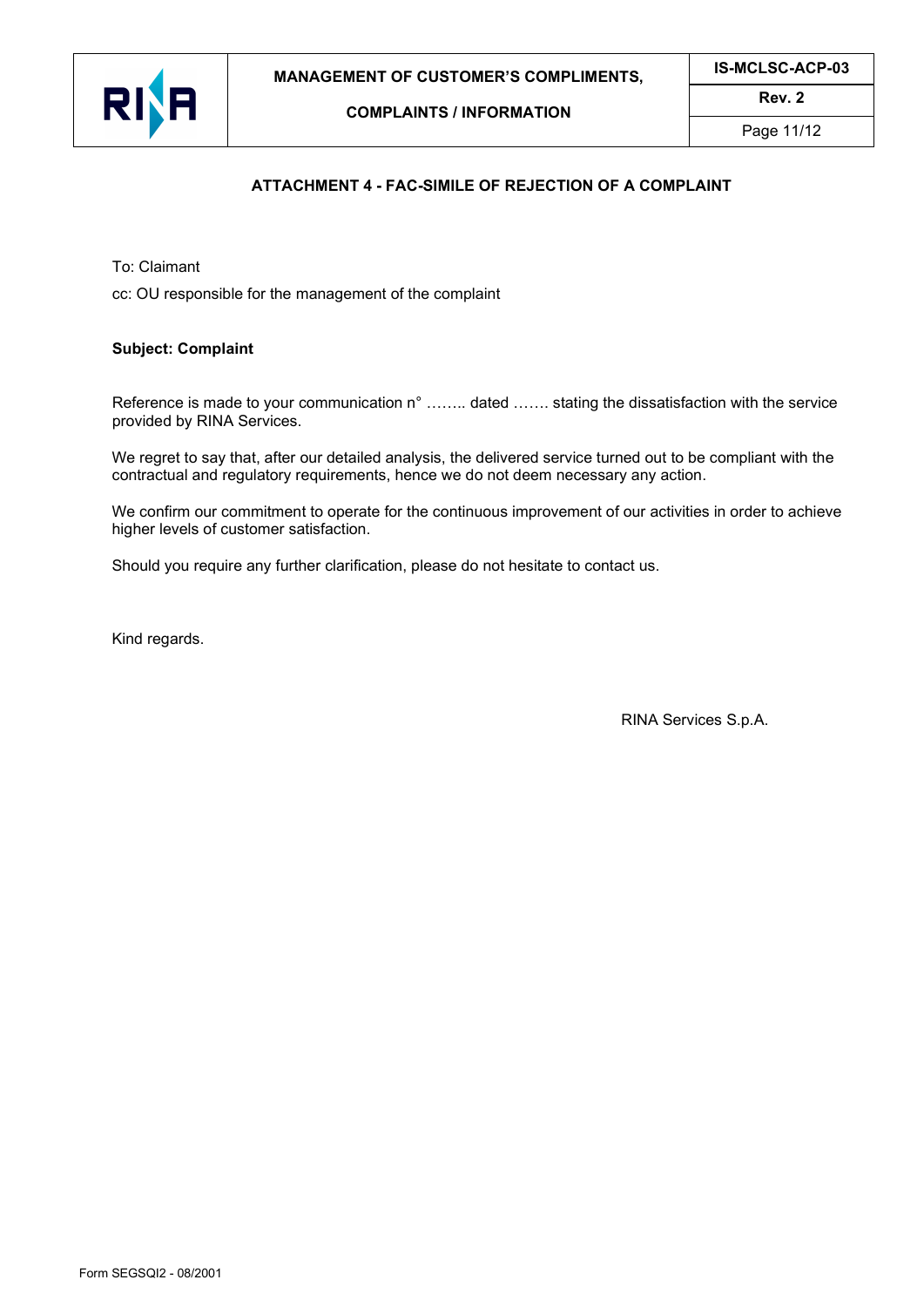## ATTACHMENT 4 - FAC-SIMILE OF REJECTION OF A COMPLAINT

To: Claimant

cc: OU responsible for the management of the complaint

**Subject: Complaint**

Reference is made to your communication n° …….. dated ……. stating the dissatisfaction with the service provided by RINA Services.

We regret to say that, after our detailed analysis, the delivered service turned out to be compliant with the contractual and regulatory requirements, hence we do not deem necessary any action.

We confirm our commitment to operate for the continuous improvement of our activities in order to achieve higher levels of customer satisfaction.

Should you require any further clarification, please do not hesitate to contact us.

Kind regards.

RINA Services S.p.A.

Form SEGSQI2 - 08/2001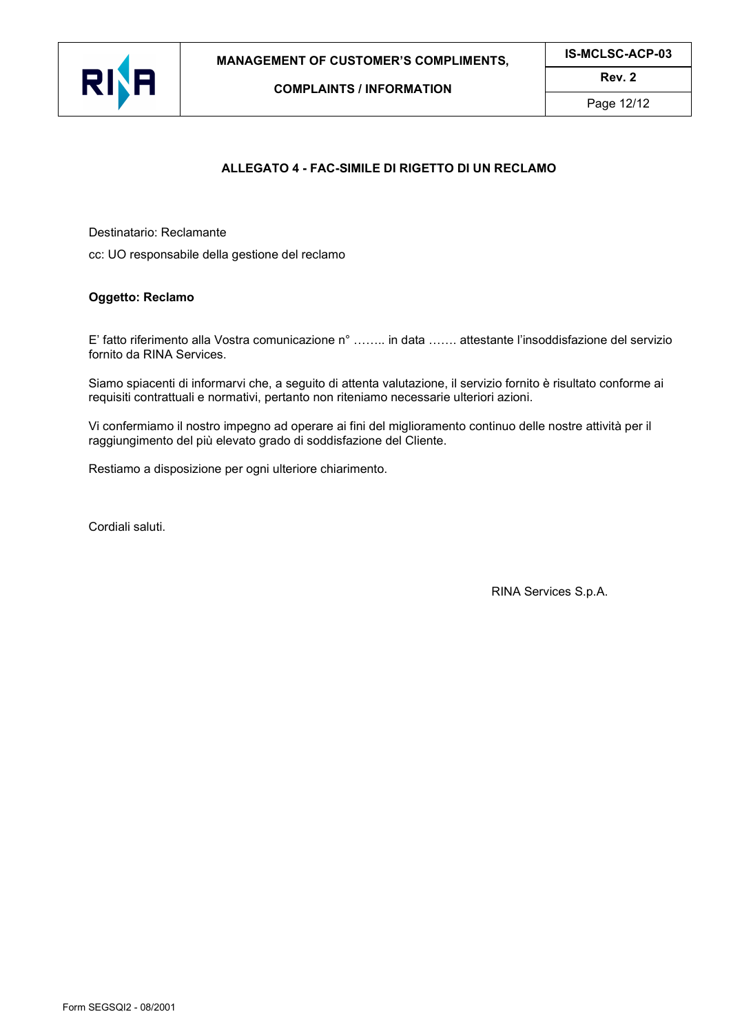## ALLEGATO 4 - FAC-SIMILE DI RIGETTO DI UN RECLAMO

Destinatario: Reclamante

cc: UO responsabile della gestione del reclamo

**Oggetto: Reclamo**

E' fatto riferimento alla Vostra comunicazione n° …….. in data ……. attestante l'insoddisfazione del servizio fornito da RINA Services.

Siamo spiacenti di informarvi che, a seguito di attenta valutazione, il servizio fornito è risultato conforme ai requisiti contrattuali e normativi, pertanto non riteniamo necessarie ulteriori azioni.

Vi confermiamo il nostro impegno ad operare ai fini del miglioramento continuo delle nostre attività per il raggiungimento del più elevato grado di soddisfazione del Cliente.

Restiamo a disposizione per ogni ulteriore chiarimento.

Cordiali saluti.

RINA Services S.p.A.

Form SEGSQI2 - 08/2001